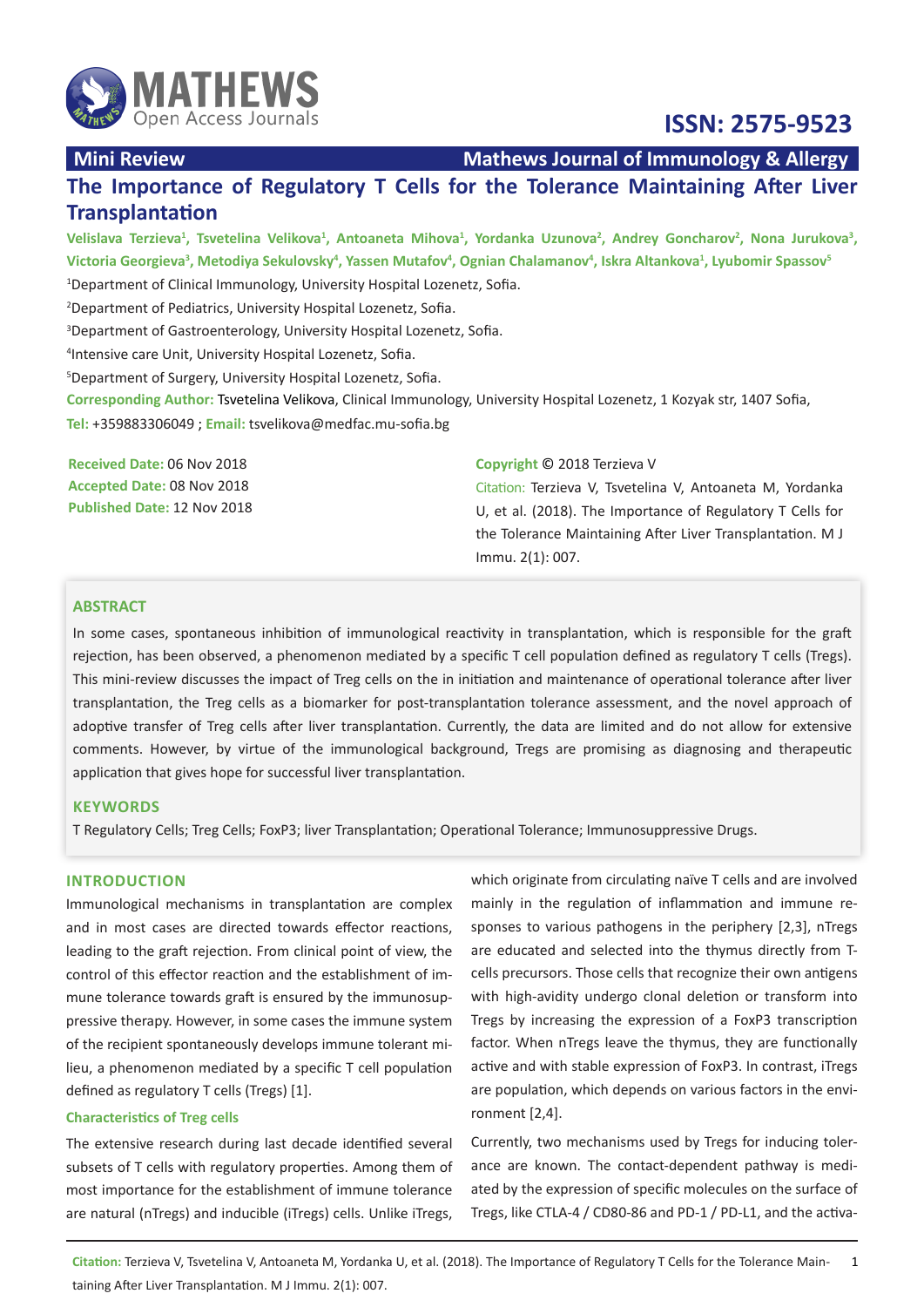**Mini Review** | **Mathews Journal of Immunology & Allergy**

ISSN: 2575-9523

# The Importance of Regulatory T Cells for the Tolerance Maintaining After Liver Transplantation

**Velislava Terzieva[1], Tsvetelina Velikova[1], Antoaneta Mihova[1], Yordanka Uzunova[2], Andrey Goncharov[2], Nona Jurukova[3], Victoria Georgieva[3], Metodiya Sekulovsky[4], Yassen Mutafov[4], Ognian Chalamanov[4], Iskra Altankova[1], Lyubomir Spassov[5]**

[1]Department of Clinical Immunology, University Hospital Lozenetz, Sofia.

[2]Department of Pediatrics, University Hospital Lozenetz, Sofia.

[3]Department of Gastroenterology, University Hospital Lozenetz, Sofia.

[4]Intensive care Unit, University Hospital Lozenetz, Sofia.

[5]Department of Surgery, University Hospital Lozenetz, Sofia.

**Corresponding Author:** Tsvetelina Velikova, Clinical Immunology, University Hospital Lozenetz, 1 Kozyak str, 1407 Sofia,

**Tel:** +359883306049 ; **Email:** tsvelikova@medfac.mu-sofia.bg

**Received Date:** 06 Nov 2018
**Accepted Date:** 08 Nov 2018
**Published Date:** 12 Nov 2018

**Copyright** © 2018 Terzieva V

Citation: Terzieva V, Tsvetelina V, Antoaneta M, Yordanka U, et al. (2018). The Importance of Regulatory T Cells for the Tolerance Maintaining After Liver Transplantation. M J Immu. 2(1): 007.

## ABSTRACT

In some cases, spontaneous inhibition of immunological reactivity in transplantation, which is responsible for the graft rejection, has been observed, a phenomenon mediated by a specific T cell population defined as regulatory T cells (Tregs). This mini-review discusses the impact of Treg cells on the in initiation and maintenance of operational tolerance after liver transplantation, the Treg cells as a biomarker for post-transplantation tolerance assessment, and the novel approach of adoptive transfer of Treg cells after liver transplantation. Currently, the data are limited and do not allow for extensive comments. However, by virtue of the immunological background, Tregs are promising as diagnosing and therapeutic application that gives hope for successful liver transplantation.

## KEYWORDS

T Regulatory Cells; Treg Cells; FoxP3; liver Transplantation; Operational Tolerance; Immunosuppressive Drugs.

## INTRODUCTION

Immunological mechanisms in transplantation are complex and in most cases are directed towards effector reactions, leading to the graft rejection. From clinical point of view, the control of this effector reaction and the establishment of immune tolerance towards graft is ensured by the immunosuppressive therapy. However, in some cases the immune system of the recipient spontaneously develops immune tolerant milieu, a phenomenon mediated by a specific T cell population defined as regulatory T cells (Tregs) [1].

### Characteristics of Treg cells

The extensive research during last decade identified several subsets of T cells with regulatory properties. Among them of most importance for the establishment of immune tolerance are natural (nTregs) and inducible (iTregs) cells. Unlike iTregs, which originate from circulating naïve T cells and are involved mainly in the regulation of inflammation and immune responses to various pathogens in the periphery [2,3], nTregs are educated and selected into the thymus directly from T-cells precursors. Those cells that recognize their own antigens with high-avidity undergo clonal deletion or transform into Tregs by increasing the expression of a FoxP3 transcription factor. When nTregs leave the thymus, they are functionally active and with stable expression of FoxP3. In contrast, iTregs are population, which depends on various factors in the environment [2,4].

Currently, two mechanisms used by Tregs for inducing tolerance are known. The contact-dependent pathway is mediated by the expression of specific molecules on the surface of Tregs, like CTLA-4 / CD80-86 and PD-1 / PD-L1, and the activa-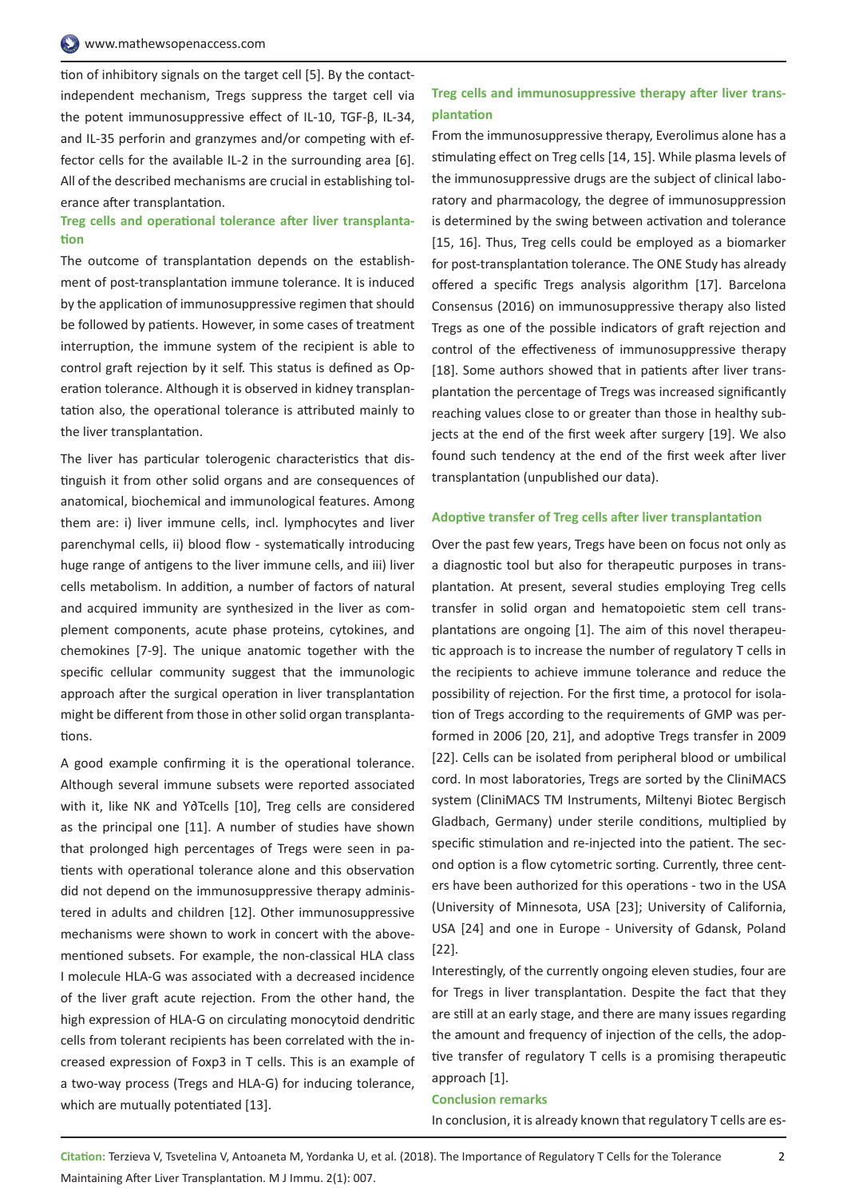tion of inhibitory signals on the target cell [5]. By the contact-independent mechanism, Tregs suppress the target cell via the potent immunosuppressive effect of IL-10, TGF-β, IL-34, and IL-35 perforin and granzymes and/or competing with effector cells for the available IL-2 in the surrounding area [6]. All of the described mechanisms are crucial in establishing tolerance after transplantation.

### Treg cells and operational tolerance after liver transplantation

The outcome of transplantation depends on the establishment of post-transplantation immune tolerance. It is induced by the application of immunosuppressive regimen that should be followed by patients. However, in some cases of treatment interruption, the immune system of the recipient is able to control graft rejection by it self. This status is defined as Operation tolerance. Although it is observed in kidney transplantation also, the operational tolerance is attributed mainly to the liver transplantation.

The liver has particular tolerogenic characteristics that distinguish it from other solid organs and are consequences of anatomical, biochemical and immunological features. Among them are: i) liver immune cells, incl. lymphocytes and liver parenchymal cells, ii) blood flow - systematically introducing huge range of antigens to the liver immune cells, and iii) liver cells metabolism. In addition, a number of factors of natural and acquired immunity are synthesized in the liver as complement components, acute phase proteins, cytokines, and chemokines [7-9]. The unique anatomic together with the specific cellular community suggest that the immunologic approach after the surgical operation in liver transplantation might be different from those in other solid organ transplantations.

A good example confirming it is the operational tolerance. Although several immune subsets were reported associated with it, like NK and Y∂Tcells [10], Treg cells are considered as the principal one [11]. A number of studies have shown that prolonged high percentages of Tregs were seen in patients with operational tolerance alone and this observation did not depend on the immunosuppressive therapy administered in adults and children [12]. Other immunosuppressive mechanisms were shown to work in concert with the above-mentioned subsets. For example, the non-classical HLA class I molecule HLA-G was associated with a decreased incidence of the liver graft acute rejection. From the other hand, the high expression of HLA-G on circulating monocytoid dendritic cells from tolerant recipients has been correlated with the increased expression of Foxp3 in T cells. This is an example of a two-way process (Tregs and HLA-G) for inducing tolerance, which are mutually potentiated [13].

### Treg cells and immunosuppressive therapy after liver transplantation

From the immunosuppressive therapy, Everolimus alone has a stimulating effect on Treg cells [14, 15]. While plasma levels of the immunosuppressive drugs are the subject of clinical laboratory and pharmacology, the degree of immunosuppression is determined by the swing between activation and tolerance [15, 16]. Thus, Treg cells could be employed as a biomarker for post-transplantation tolerance. The ONE Study has already offered a specific Tregs analysis algorithm [17]. Barcelona Consensus (2016) on immunosuppressive therapy also listed Tregs as one of the possible indicators of graft rejection and control of the effectiveness of immunosuppressive therapy [18]. Some authors showed that in patients after liver transplantation the percentage of Tregs was increased significantly reaching values close to or greater than those in healthy subjects at the end of the first week after surgery [19]. We also found such tendency at the end of the first week after liver transplantation (unpublished our data).

### Adoptive transfer of Treg cells after liver transplantation

Over the past few years, Tregs have been on focus not only as a diagnostic tool but also for therapeutic purposes in transplantation. At present, several studies employing Treg cells transfer in solid organ and hematopoietic stem cell transplantations are ongoing [1]. The aim of this novel therapeutic approach is to increase the number of regulatory T cells in the recipients to achieve immune tolerance and reduce the possibility of rejection. For the first time, a protocol for isolation of Tregs according to the requirements of GMP was performed in 2006 [20, 21], and adoptive Tregs transfer in 2009 [22]. Cells can be isolated from peripheral blood or umbilical cord. In most laboratories, Tregs are sorted by the CliniMACS system (CliniMACS TM Instruments, Miltenyi Biotec Bergisch Gladbach, Germany) under sterile conditions, multiplied by specific stimulation and re-injected into the patient. The second option is a flow cytometric sorting. Currently, three centers have been authorized for this operations - two in the USA (University of Minnesota, USA [23]; University of California, USA [24] and one in Europe - University of Gdansk, Poland [22].

Interestingly, of the currently ongoing eleven studies, four are for Tregs in liver transplantation. Despite the fact that they are still at an early stage, and there are many issues regarding the amount and frequency of injection of the cells, the adoptive transfer of regulatory T cells is a promising therapeutic approach [1].

### Conclusion remarks

In conclusion, it is already known that regulatory T cells are es-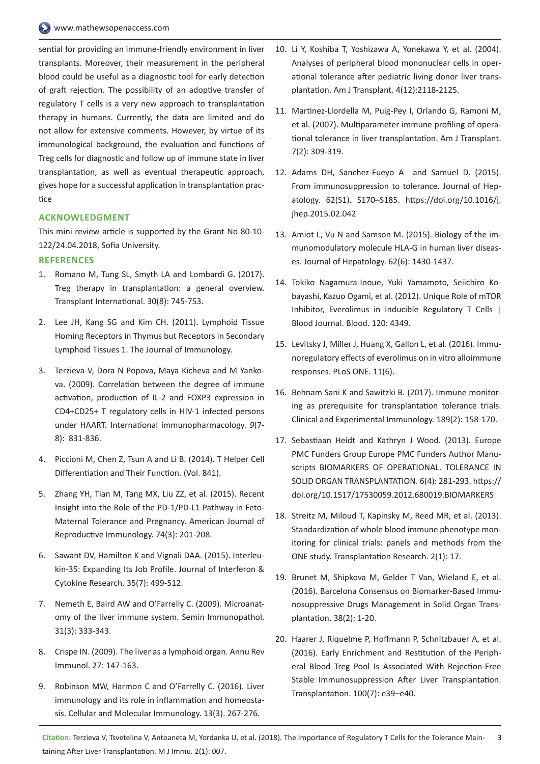sential for providing an immune-friendly environment in liver transplants. Moreover, their measurement in the peripheral blood could be useful as a diagnostic tool for early detection of graft rejection. The possibility of an adoptive transfer of regulatory T cells is a very new approach to transplantation therapy in humans. Currently, the data are limited and do not allow for extensive comments. However, by virtue of its immunological background, the evaluation and functions of Treg cells for diagnostic and follow up of immune state in liver transplantation, as well as eventual therapeutic approach, gives hope for a successful application in transplantation practice

## ACKNOWLEDGMENT

This mini review article is supported by the Grant No 80-10-122/24.04.2018, Sofia University.

## REFERENCES

1. Romano M, Tung SL, Smyth LA and Lombardi G. (2017). Treg therapy in transplantation: a general overview. Transplant International. 30(8): 745-753.
2. Lee JH, Kang SG and Kim CH. (2011). Lymphoid Tissue Homing Receptors in Thymus but Receptors in Secondary Lymphoid Tissues 1. The Journal of Immunology.
3. Terzieva V, Dora N Popova, Maya Kicheva and M Yankova. (2009). Correlation between the degree of immune activation, production of IL-2 and FOXP3 expression in CD4+CD25+ T regulatory cells in HIV-1 infected persons under HAART. International immunopharmacology. *9*(7-8): 831-836.
4. Piccioni M, Chen Z, Tsun A and Li B. (2014). T Helper Cell Differentiation and Their Function. (Vol. 841).
5. Zhang YH, Tian M, Tang MX, Liu ZZ, et al. (2015). Recent Insight into the Role of the PD-1/PD-L1 Pathway in Feto-Maternal Tolerance and Pregnancy. American Journal of Reproductive Immunology. 74(3): 201-208.
6. Sawant DV, Hamilton K and Vignali DAA. (2015). Interleukin-35: Expanding Its Job Profile. Journal of Interferon & Cytokine Research. 35(7): 499-512.
7. Nemeth E, Baird AW and O'Farrelly C. (2009). Microanatomy of the liver immune system. Semin Immunopathol. 31(3): 333-343.
8. Crispe IN. (2009). The liver as a lymphoid organ. Annu Rev Immunol. 27: 147-163.
9. Robinson MW, Harmon C and O'Farrelly C. (2016). Liver immunology and its role in inflammation and homeostasis. Cellular and Molecular Immunology. 13(3). 267-276.
10. Li Y, Koshiba T, Yoshizawa A, Yonekawa Y, et al. (2004). Analyses of peripheral blood mononuclear cells in operational tolerance after pediatric living donor liver transplantation. Am J Transplant. 4(12):2118-2125.
11. Martinez-Llordella M, Puig-Pey I, Orlando G, Ramoni M, et al. (2007). Multiparameter immune profiling of operational tolerance in liver transplantation. Am J Transplant. 7(2): 309-319.
12. Adams DH, Sanchez-Fueyo A and Samuel D. (2015). From immunosuppression to tolerance. Journal of Hepatology. 62(S1). S170–S185. https://doi.org/10.1016/j.jhep.2015.02.042
13. Amiot L, Vu N and Samson M. (2015). Biology of the immunomodulatory molecule HLA-G in human liver diseases. Journal of Hepatology. 62(6): 1430-1437.
14. Tokiko Nagamura-Inoue, Yuki Yamamoto, Seiichiro Kobayashi, Kazuo Ogami, et al. (2012). Unique Role of mTOR Inhibitor, Everolimus in Inducible Regulatory T Cells | Blood Journal. Blood. 120: 4349.
15. Levitsky J, Miller J, Huang X, Gallon L, et al. (2016). Immunoregulatory effects of everolimus on in vitro alloimmune responses. PLoS ONE. 11(6).
16. Behnam Sani K and Sawitzki B. (2017). Immune monitoring as prerequisite for transplantation tolerance trials. Clinical and Experimental Immunology. 189(2): 158-170.
17. Sebastiaan Heidt and Kathryn J Wood. (2013). Europe PMC Funders Group Europe PMC Funders Author Manuscripts BIOMARKERS OF OPERATIONAL. TOLERANCE IN SOLID ORGAN TRANSPLANTATION. 6(4): 281-293. https://doi.org/10.1517/17530059.2012.680019.BIOMARKERS
18. Streitz M, Miloud T, Kapinsky M, Reed MR, et al. (2013). Standardization of whole blood immune phenotype monitoring for clinical trials: panels and methods from the ONE study. Transplantation Research. 2(1): 17.
19. Brunet M, Shipkova M, Gelder T Van, Wieland E, et al. (2016). Barcelona Consensus on Biomarker-Based Immunosuppressive Drugs Management in Solid Organ Transplantation. 38(2): 1-20.
20. Haarer J, Riquelme P, Hoffmann P, Schnitzbauer A, et al. (2016). Early Enrichment and Restitution of the Peripheral Blood Treg Pool Is Associated With Rejection-Free Stable Immunosuppression After Liver Transplantation. Transplantation. 100(7): e39–e40.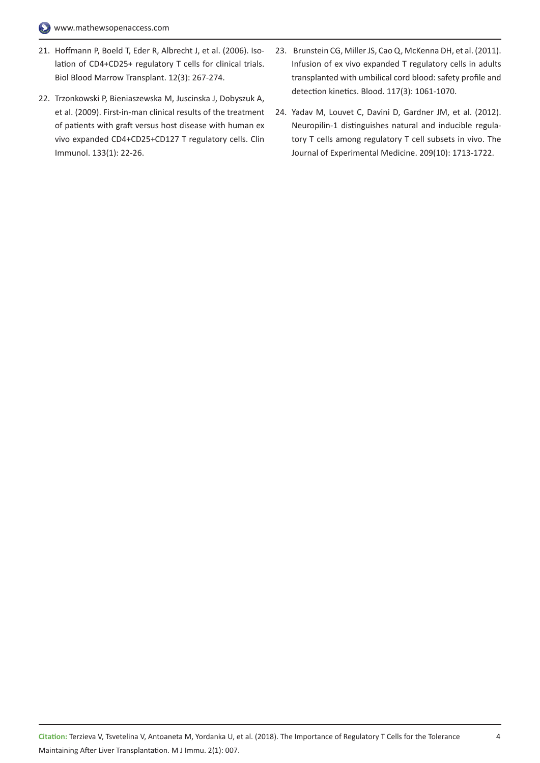21. Hoffmann P, Boeld T, Eder R, Albrecht J, et al. (2006). Isolation of CD4+CD25+ regulatory T cells for clinical trials. Biol Blood Marrow Transplant. 12(3): 267-274.
22. Trzonkowski P, Bieniaszewska M, Juscinska J, Dobyszuk A, et al. (2009). First-in-man clinical results of the treatment of patients with graft versus host disease with human ex vivo expanded CD4+CD25+CD127 T regulatory cells. Clin Immunol. 133(1): 22-26.
23. Brunstein CG, Miller JS, Cao Q, McKenna DH, et al. (2011). Infusion of ex vivo expanded T regulatory cells in adults transplanted with umbilical cord blood: safety profile and detection kinetics. Blood. 117(3): 1061-1070.
24. Yadav M, Louvet C, Davini D, Gardner JM, et al. (2012). Neuropilin-1 distinguishes natural and inducible regulatory T cells among regulatory T cell subsets in vivo. The Journal of Experimental Medicine. 209(10): 1713-1722.